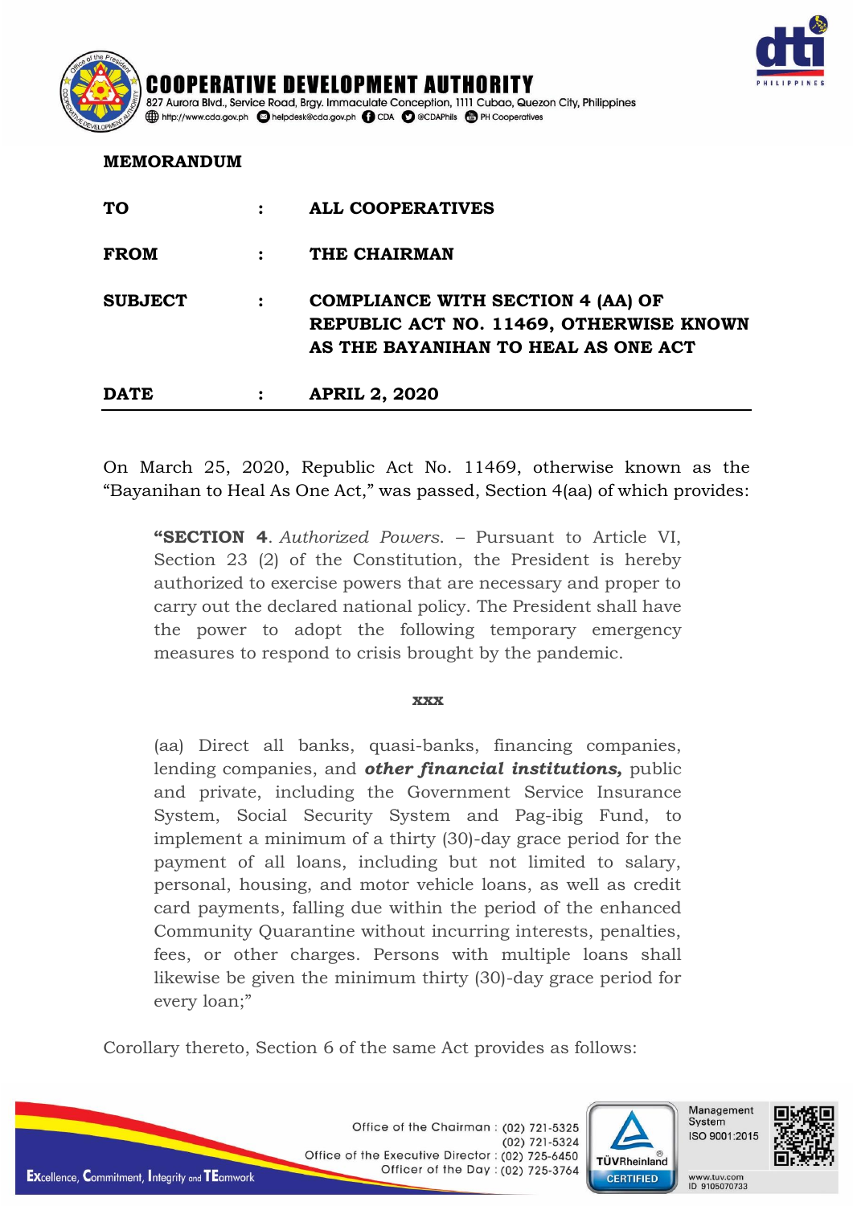**COOPERATIVE DEVELOPMENT AUTHORITY**
827 Aurora Blvd., Service Road, Brgy. Immaculate Conception, 1111 Cubao, Quezon City, Philippines
http://www.cda.gov.ph helpdesk@cda.gov.ph CDA @CDAPhils PH Cooperatives

**MEMORANDUM**

| | | |
|---|---|---|
| **TO** | : | **ALL COOPERATIVES** |
| **FROM** | : | **THE CHAIRMAN** |
| **SUBJECT** | : | **COMPLIANCE WITH SECTION 4 (AA) OF REPUBLIC ACT NO. 11469, OTHERWISE KNOWN AS THE BAYANIHAN TO HEAL AS ONE ACT** |
| **DATE** | : | **APRIL 2, 2020** |

On March 25, 2020, Republic Act No. 11469, otherwise known as the "Bayanihan to Heal As One Act," was passed, Section 4(aa) of which provides:

> "**SECTION 4**. *Authorized Powers.* – Pursuant to Article VI, Section 23 (2) of the Constitution, the President is hereby authorized to exercise powers that are necessary and proper to carry out the declared national policy. The President shall have the power to adopt the following temporary emergency measures to respond to crisis brought by the pandemic.
>
> **xxx**
>
> (aa) Direct all banks, quasi-banks, financing companies, lending companies, and ***other financial institutions,*** public and private, including the Government Service Insurance System, Social Security System and Pag-ibig Fund, to implement a minimum of a thirty (30)-day grace period for the payment of all loans, including but not limited to salary, personal, housing, and motor vehicle loans, as well as credit card payments, falling due within the period of the enhanced Community Quarantine without incurring interests, penalties, fees, or other charges. Persons with multiple loans shall likewise be given the minimum thirty (30)-day grace period for every loan;"

Corollary thereto, Section 6 of the same Act provides as follows: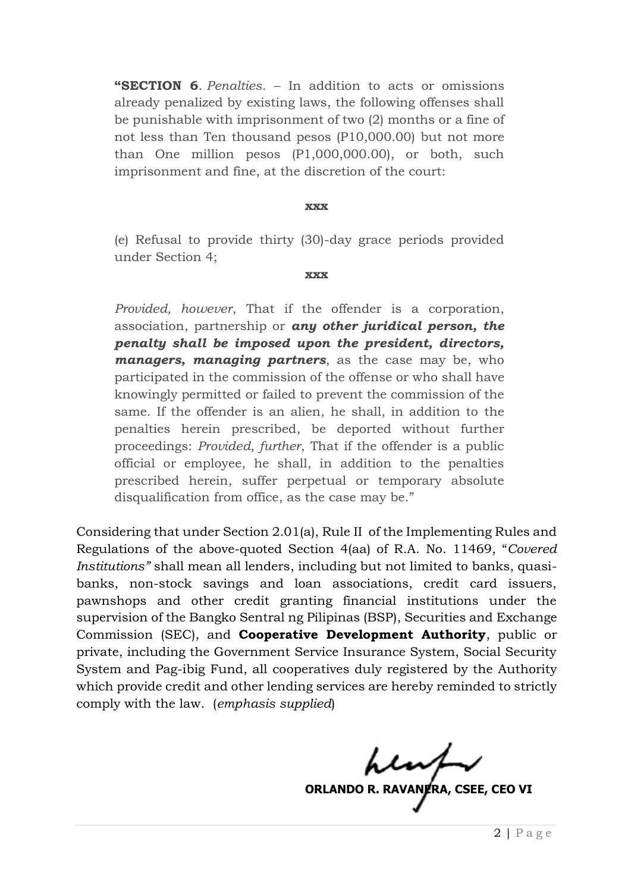> **"SECTION 6**. *Penalties*. – In addition to acts or omissions already penalized by existing laws, the following offenses shall be punishable with imprisonment of two (2) months or a fine of not less than Ten thousand pesos (P10,000.00) but not more than One million pesos (P1,000,000.00), or both, such imprisonment and fine, at the discretion of the court:
>
> **xxx**
>
> (e) Refusal to provide thirty (30)-day grace periods provided under Section 4;
>
> **xxx**
>
> *Provided, however*, That if the offender is a corporation, association, partnership or ***any other juridical person, the penalty shall be imposed upon the president, directors, managers, managing partners***, as the case may be, who participated in the commission of the offense or who shall have knowingly permitted or failed to prevent the commission of the same. If the offender is an alien, he shall, in addition to the penalties herein prescribed, be deported without further proceedings: *Provided, further*, That if the offender is a public official or employee, he shall, in addition to the penalties prescribed herein, suffer perpetual or temporary absolute disqualification from office, as the case may be."

Considering that under Section 2.01(a), Rule II of the Implementing Rules and Regulations of the above-quoted Section 4(aa) of R.A. No. 11469, "*Covered Institutions"* shall mean all lenders, including but not limited to banks, quasi-banks, non-stock savings and loan associations, credit card issuers, pawnshops and other credit granting financial institutions under the supervision of the Bangko Sentral ng Pilipinas (BSP), Securities and Exchange Commission (SEC), and **Cooperative Development Authority**, public or private, including the Government Service Insurance System, Social Security System and Pag-ibig Fund, all cooperatives duly registered by the Authority which provide credit and other lending services are hereby reminded to strictly comply with the law. (*emphasis supplied*)

**ORLANDO R. RAVANERA, CSEE, CEO VI**